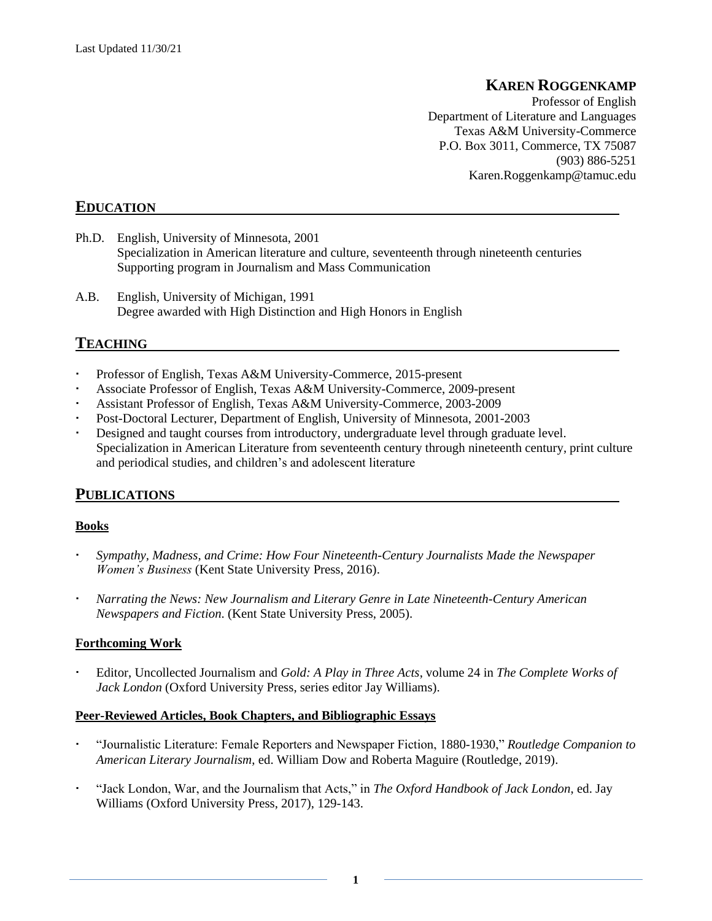Last Updated 11/30/21

# KAREN ROGGENKAMP

Professor of English
Department of Literature and Languages
Texas A&M University-Commerce
P.O. Box 3011, Commerce, TX 75087
(903) 886-5251
Karen.Roggenkamp@tamuc.edu

## EDUCATION

Ph.D. English, University of Minnesota, 2001
Specialization in American literature and culture, seventeenth through nineteenth centuries
Supporting program in Journalism and Mass Communication

A.B. English, University of Michigan, 1991
Degree awarded with High Distinction and High Honors in English

## TEACHING

- Professor of English, Texas A&M University-Commerce, 2015-present
- Associate Professor of English, Texas A&M University-Commerce, 2009-present
- Assistant Professor of English, Texas A&M University-Commerce, 2003-2009
- Post-Doctoral Lecturer, Department of English, University of Minnesota, 2001-2003
- Designed and taught courses from introductory, undergraduate level through graduate level. Specialization in American Literature from seventeenth century through nineteenth century, print culture and periodical studies, and children's and adolescent literature

## PUBLICATIONS

### Books

- *Sympathy, Madness, and Crime: How Four Nineteenth-Century Journalists Made the Newspaper Women's Business* (Kent State University Press, 2016).
- *Narrating the News: New Journalism and Literary Genre in Late Nineteenth-Century American Newspapers and Fiction.* (Kent State University Press, 2005).

### Forthcoming Work

- Editor, Uncollected Journalism and *Gold: A Play in Three Acts*, volume 24 in *The Complete Works of Jack London* (Oxford University Press, series editor Jay Williams).

### Peer-Reviewed Articles, Book Chapters, and Bibliographic Essays

- "Journalistic Literature: Female Reporters and Newspaper Fiction, 1880-1930," *Routledge Companion to American Literary Journalism*, ed. William Dow and Roberta Maguire (Routledge, 2019).
- "Jack London, War, and the Journalism that Acts," in *The Oxford Handbook of Jack London*, ed. Jay Williams (Oxford University Press, 2017), 129-143.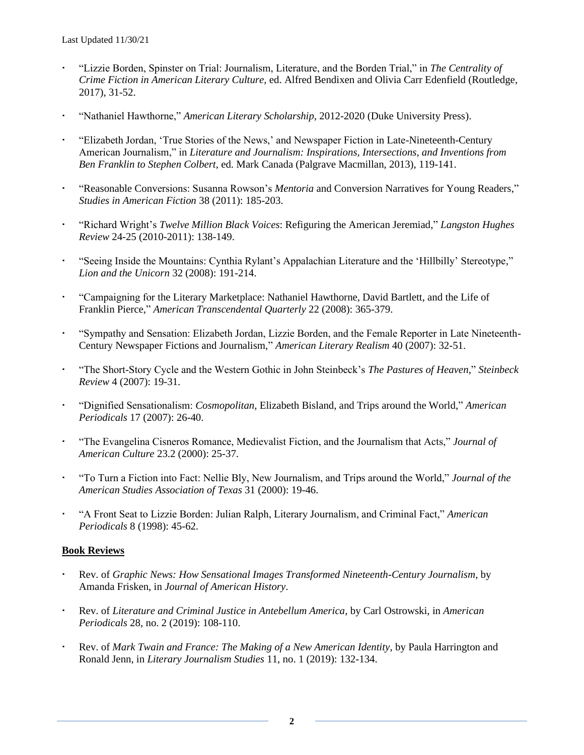Last Updated 11/30/21

- "Lizzie Borden, Spinster on Trial: Journalism, Literature, and the Borden Trial," in *The Centrality of Crime Fiction in American Literary Culture*, ed. Alfred Bendixen and Olivia Carr Edenfield (Routledge, 2017), 31-52.

- "Nathaniel Hawthorne," *American Literary Scholarship*, 2012-2020 (Duke University Press).

- "Elizabeth Jordan, 'True Stories of the News,' and Newspaper Fiction in Late-Nineteenth-Century American Journalism," in *Literature and Journalism: Inspirations, Intersections, and Inventions from Ben Franklin to Stephen Colbert*, ed. Mark Canada (Palgrave Macmillan, 2013), 119-141.

- "Reasonable Conversions: Susanna Rowson's *Mentoria* and Conversion Narratives for Young Readers," *Studies in American Fiction* 38 (2011): 185-203.

- "Richard Wright's *Twelve Million Black Voices*: Refiguring the American Jeremiad," *Langston Hughes Review* 24-25 (2010-2011): 138-149.

- "Seeing Inside the Mountains: Cynthia Rylant's Appalachian Literature and the 'Hillbilly' Stereotype," *Lion and the Unicorn* 32 (2008): 191-214.

- "Campaigning for the Literary Marketplace: Nathaniel Hawthorne, David Bartlett, and the Life of Franklin Pierce," *American Transcendental Quarterly* 22 (2008): 365-379.

- "Sympathy and Sensation: Elizabeth Jordan, Lizzie Borden, and the Female Reporter in Late Nineteenth-Century Newspaper Fictions and Journalism," *American Literary Realism* 40 (2007): 32-51.

- "The Short-Story Cycle and the Western Gothic in John Steinbeck's *The Pastures of Heaven*," *Steinbeck Review* 4 (2007): 19-31.

- "Dignified Sensationalism: *Cosmopolitan*, Elizabeth Bisland, and Trips around the World," *American Periodicals* 17 (2007): 26-40.

- "The Evangelina Cisneros Romance, Medievalist Fiction, and the Journalism that Acts," *Journal of American Culture* 23.2 (2000): 25-37.

- "To Turn a Fiction into Fact: Nellie Bly, New Journalism, and Trips around the World," *Journal of the American Studies Association of Texas* 31 (2000): 19-46.

- "A Front Seat to Lizzie Borden: Julian Ralph, Literary Journalism, and Criminal Fact," *American Periodicals* 8 (1998): 45-62.

## **Book Reviews**

- Rev. of *Graphic News: How Sensational Images Transformed Nineteenth-Century Journalism*, by Amanda Frisken, in *Journal of American History*.

- Rev. of *Literature and Criminal Justice in Antebellum America*, by Carl Ostrowski, in *American Periodicals* 28, no. 2 (2019): 108-110.

- Rev. of *Mark Twain and France: The Making of a New American Identity*, by Paula Harrington and Ronald Jenn, in *Literary Journalism Studies* 11, no. 1 (2019): 132-134.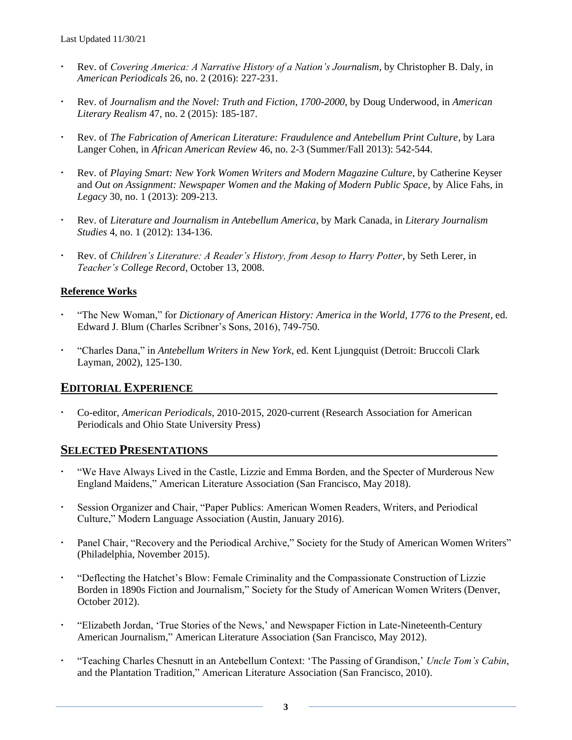- Rev. of *Covering America: A Narrative History of a Nation's Journalism*, by Christopher B. Daly, in *American Periodicals* 26, no. 2 (2016): 227-231.

- Rev. of *Journalism and the Novel: Truth and Fiction, 1700-2000*, by Doug Underwood, in *American Literary Realism* 47, no. 2 (2015): 185-187.

- Rev. of *The Fabrication of American Literature: Fraudulence and Antebellum Print Culture*, by Lara Langer Cohen, in *African American Review* 46, no. 2-3 (Summer/Fall 2013): 542-544.

- Rev. of *Playing Smart: New York Women Writers and Modern Magazine Culture*, by Catherine Keyser and *Out on Assignment: Newspaper Women and the Making of Modern Public Space*, by Alice Fahs, in *Legacy* 30, no. 1 (2013): 209-213.

- Rev. of *Literature and Journalism in Antebellum America*, by Mark Canada, in *Literary Journalism Studies* 4, no. 1 (2012): 134-136.

- Rev. of *Children's Literature: A Reader's History, from Aesop to Harry Potter*, by Seth Lerer, in *Teacher's College Record*, October 13, 2008.

**Reference Works**

- "The New Woman," for *Dictionary of American History: America in the World, 1776 to the Present*, ed. Edward J. Blum (Charles Scribner's Sons, 2016), 749-750.

- "Charles Dana," in *Antebellum Writers in New York*, ed. Kent Ljungquist (Detroit: Bruccoli Clark Layman, 2002), 125-130.

## EDITORIAL EXPERIENCE

- Co-editor, *American Periodicals*, 2010-2015, 2020-current (Research Association for American Periodicals and Ohio State University Press)

## SELECTED PRESENTATIONS

- "We Have Always Lived in the Castle, Lizzie and Emma Borden, and the Specter of Murderous New England Maidens," American Literature Association (San Francisco, May 2018).

- Session Organizer and Chair, "Paper Publics: American Women Readers, Writers, and Periodical Culture," Modern Language Association (Austin, January 2016).

- Panel Chair, "Recovery and the Periodical Archive," Society for the Study of American Women Writers" (Philadelphia, November 2015).

- "Deflecting the Hatchet's Blow: Female Criminality and the Compassionate Construction of Lizzie Borden in 1890s Fiction and Journalism," Society for the Study of American Women Writers (Denver, October 2012).

- "Elizabeth Jordan, 'True Stories of the News,' and Newspaper Fiction in Late-Nineteenth-Century American Journalism," American Literature Association (San Francisco, May 2012).

- "Teaching Charles Chesnutt in an Antebellum Context: 'The Passing of Grandison,' *Uncle Tom's Cabin*, and the Plantation Tradition," American Literature Association (San Francisco, 2010).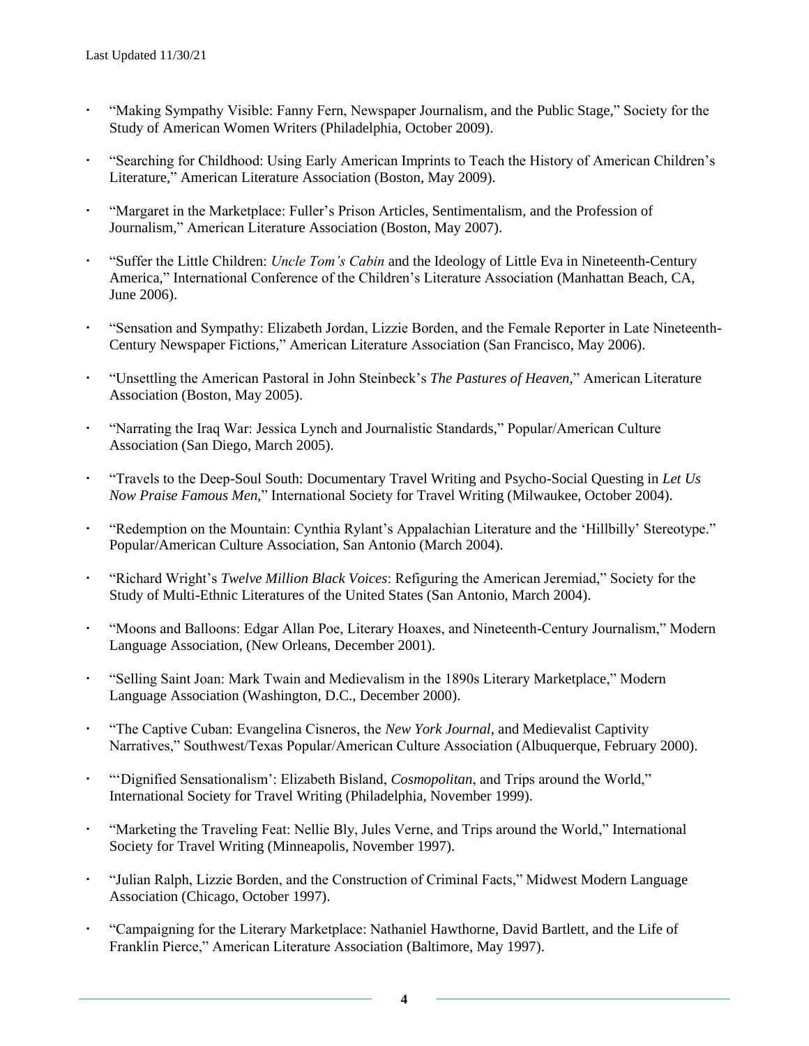- "Making Sympathy Visible: Fanny Fern, Newspaper Journalism, and the Public Stage," Society for the Study of American Women Writers (Philadelphia, October 2009).

- "Searching for Childhood: Using Early American Imprints to Teach the History of American Children's Literature," American Literature Association (Boston, May 2009).

- "Margaret in the Marketplace: Fuller's Prison Articles, Sentimentalism, and the Profession of Journalism," American Literature Association (Boston, May 2007).

- "Suffer the Little Children: *Uncle Tom's Cabin* and the Ideology of Little Eva in Nineteenth-Century America," International Conference of the Children's Literature Association (Manhattan Beach, CA, June 2006).

- "Sensation and Sympathy: Elizabeth Jordan, Lizzie Borden, and the Female Reporter in Late Nineteenth-Century Newspaper Fictions," American Literature Association (San Francisco, May 2006).

- "Unsettling the American Pastoral in John Steinbeck's *The Pastures of Heaven*," American Literature Association (Boston, May 2005).

- "Narrating the Iraq War: Jessica Lynch and Journalistic Standards," Popular/American Culture Association (San Diego, March 2005).

- "Travels to the Deep-Soul South: Documentary Travel Writing and Psycho-Social Questing in *Let Us Now Praise Famous Men*," International Society for Travel Writing (Milwaukee, October 2004).

- "Redemption on the Mountain: Cynthia Rylant's Appalachian Literature and the 'Hillbilly' Stereotype." Popular/American Culture Association, San Antonio (March 2004).

- "Richard Wright's *Twelve Million Black Voices*: Refiguring the American Jeremiad," Society for the Study of Multi-Ethnic Literatures of the United States (San Antonio, March 2004).

- "Moons and Balloons: Edgar Allan Poe, Literary Hoaxes, and Nineteenth-Century Journalism," Modern Language Association, (New Orleans, December 2001).

- "Selling Saint Joan: Mark Twain and Medievalism in the 1890s Literary Marketplace," Modern Language Association (Washington, D.C., December 2000).

- "The Captive Cuban: Evangelina Cisneros, the *New York Journal*, and Medievalist Captivity Narratives," Southwest/Texas Popular/American Culture Association (Albuquerque, February 2000).

- "'Dignified Sensationalism': Elizabeth Bisland, *Cosmopolitan*, and Trips around the World," International Society for Travel Writing (Philadelphia, November 1999).

- "Marketing the Traveling Feat: Nellie Bly, Jules Verne, and Trips around the World," International Society for Travel Writing (Minneapolis, November 1997).

- "Julian Ralph, Lizzie Borden, and the Construction of Criminal Facts," Midwest Modern Language Association (Chicago, October 1997).

- "Campaigning for the Literary Marketplace: Nathaniel Hawthorne, David Bartlett, and the Life of Franklin Pierce," American Literature Association (Baltimore, May 1997).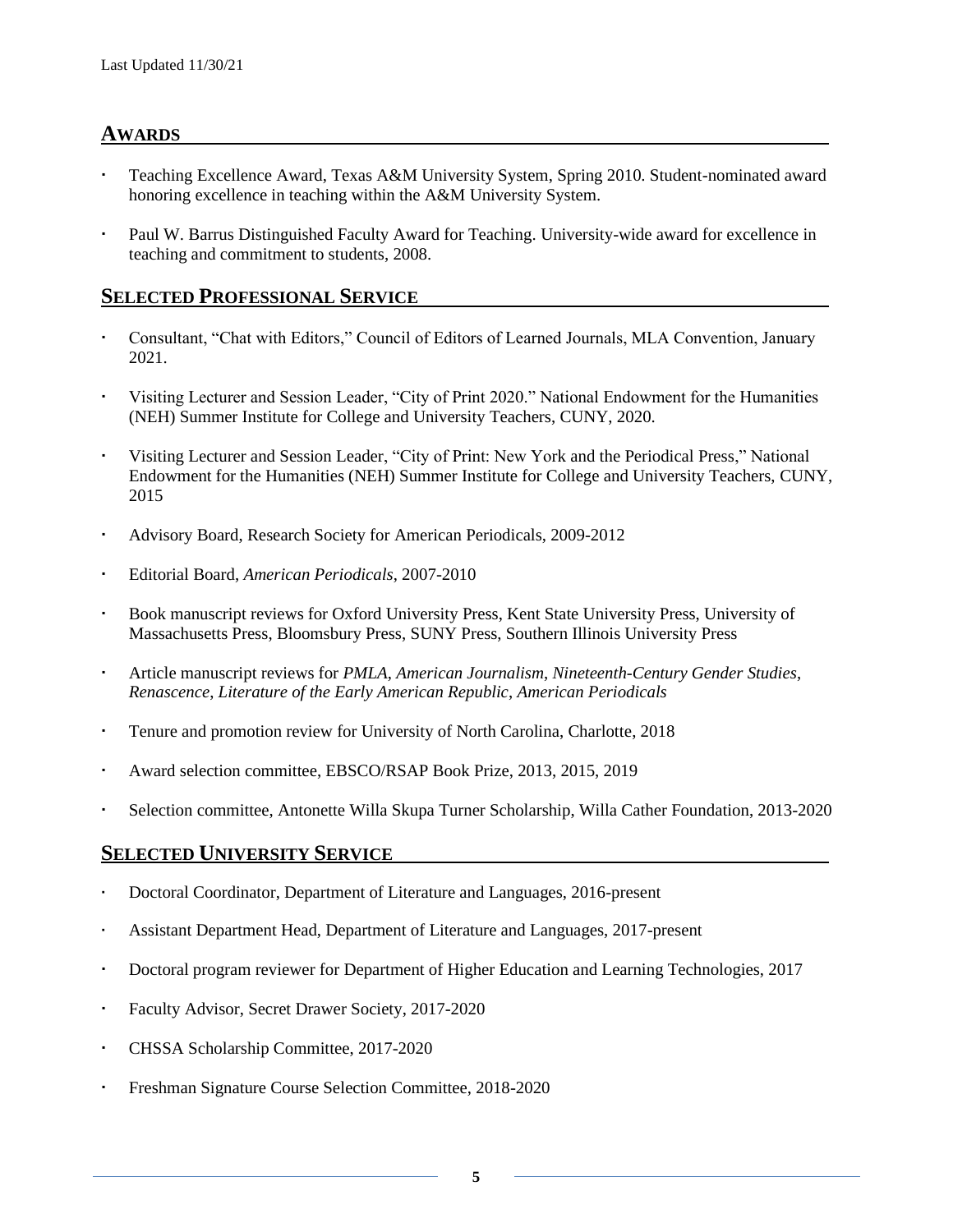## AWARDS

- Teaching Excellence Award, Texas A&M University System, Spring 2010. Student-nominated award honoring excellence in teaching within the A&M University System.
- Paul W. Barrus Distinguished Faculty Award for Teaching. University-wide award for excellence in teaching and commitment to students, 2008.

## SELECTED PROFESSIONAL SERVICE

- Consultant, "Chat with Editors," Council of Editors of Learned Journals, MLA Convention, January 2021.
- Visiting Lecturer and Session Leader, "City of Print 2020." National Endowment for the Humanities (NEH) Summer Institute for College and University Teachers, CUNY, 2020.
- Visiting Lecturer and Session Leader, "City of Print: New York and the Periodical Press," National Endowment for the Humanities (NEH) Summer Institute for College and University Teachers, CUNY, 2015
- Advisory Board, Research Society for American Periodicals, 2009-2012
- Editorial Board, *American Periodicals*, 2007-2010
- Book manuscript reviews for Oxford University Press, Kent State University Press, University of Massachusetts Press, Bloomsbury Press, SUNY Press, Southern Illinois University Press
- Article manuscript reviews for *PMLA*, *American Journalism*, *Nineteenth-Century Gender Studies*, *Renascence*, *Literature of the Early American Republic*, *American Periodicals*
- Tenure and promotion review for University of North Carolina, Charlotte, 2018
- Award selection committee, EBSCO/RSAP Book Prize, 2013, 2015, 2019
- Selection committee, Antonette Willa Skupa Turner Scholarship, Willa Cather Foundation, 2013-2020

## SELECTED UNIVERSITY SERVICE

- Doctoral Coordinator, Department of Literature and Languages, 2016-present
- Assistant Department Head, Department of Literature and Languages, 2017-present
- Doctoral program reviewer for Department of Higher Education and Learning Technologies, 2017
- Faculty Advisor, Secret Drawer Society, 2017-2020
- CHSSA Scholarship Committee, 2017-2020
- Freshman Signature Course Selection Committee, 2018-2020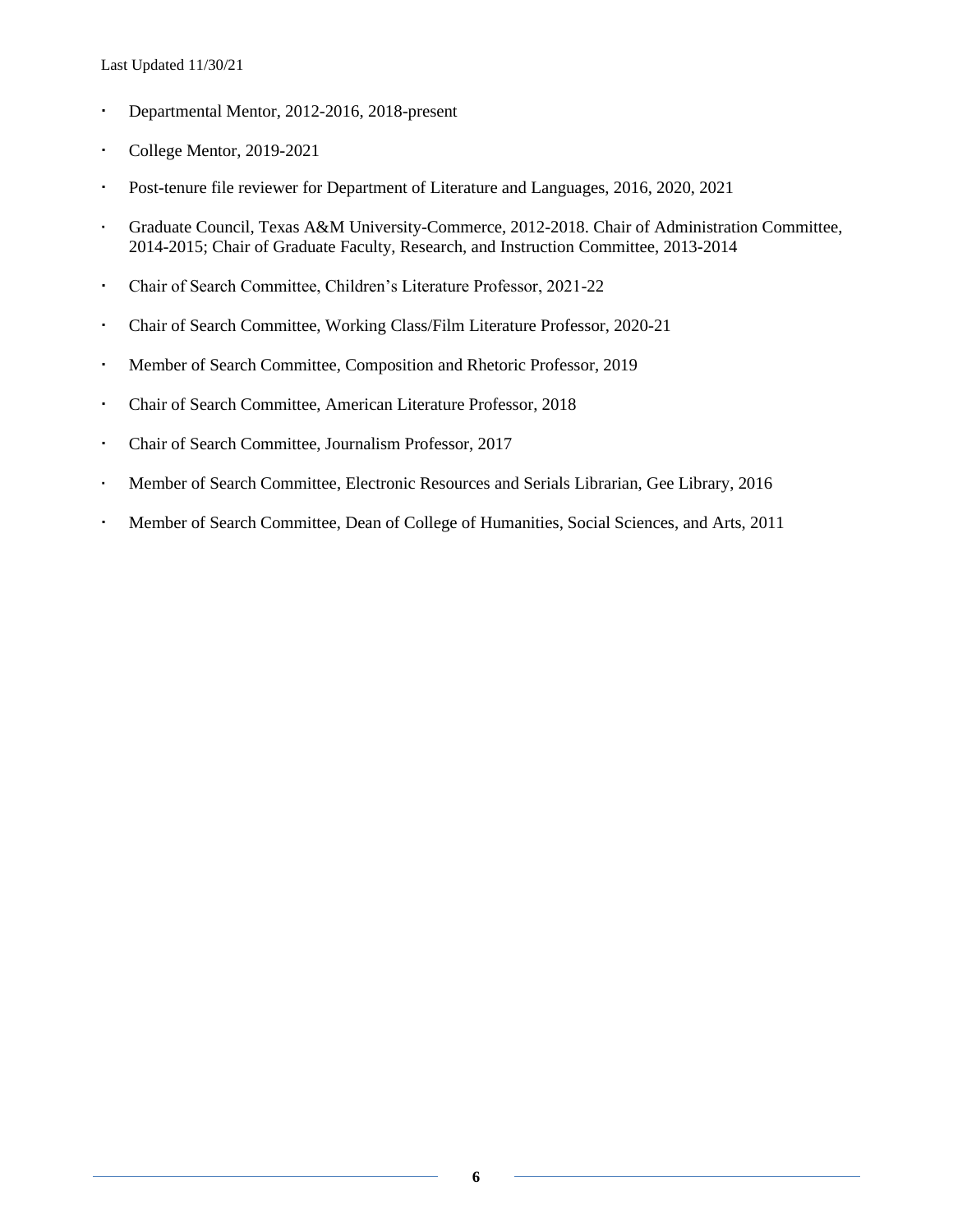- Departmental Mentor, 2012-2016, 2018-present
- College Mentor, 2019-2021
- Post-tenure file reviewer for Department of Literature and Languages, 2016, 2020, 2021
- Graduate Council, Texas A&M University-Commerce, 2012-2018. Chair of Administration Committee, 2014-2015; Chair of Graduate Faculty, Research, and Instruction Committee, 2013-2014
- Chair of Search Committee, Children's Literature Professor, 2021-22
- Chair of Search Committee, Working Class/Film Literature Professor, 2020-21
- Member of Search Committee, Composition and Rhetoric Professor, 2019
- Chair of Search Committee, American Literature Professor, 2018
- Chair of Search Committee, Journalism Professor, 2017
- Member of Search Committee, Electronic Resources and Serials Librarian, Gee Library, 2016
- Member of Search Committee, Dean of College of Humanities, Social Sciences, and Arts, 2011